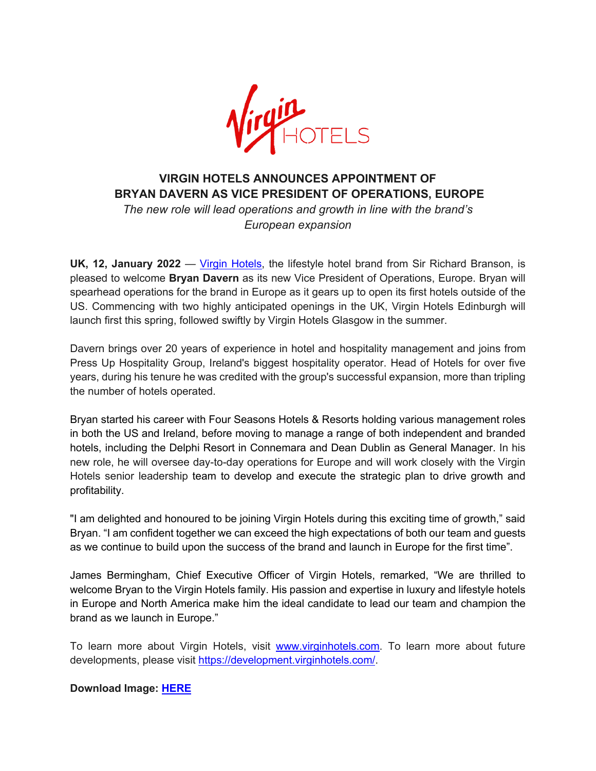# VIRGIN HOTELS ANNOUNCES APPOINTMENT OF BRYAN DAVERN AS VICE PRESIDENT OF OPERATIONS, EUROPE

*The new role will lead operations and growth in line with the brand's European expansion*

**UK, 12, January 2022** — Virgin Hotels, the lifestyle hotel brand from Sir Richard Branson, is pleased to welcome **Bryan Davern** as its new Vice President of Operations, Europe. Bryan will spearhead operations for the brand in Europe as it gears up to open its first hotels outside of the US. Commencing with two highly anticipated openings in the UK, Virgin Hotels Edinburgh will launch first this spring, followed swiftly by Virgin Hotels Glasgow in the summer.

Davern brings over 20 years of experience in hotel and hospitality management and joins from Press Up Hospitality Group, Ireland's biggest hospitality operator. Head of Hotels for over five years, during his tenure he was credited with the group's successful expansion, more than tripling the number of hotels operated.

Bryan started his career with Four Seasons Hotels & Resorts holding various management roles in both the US and Ireland, before moving to manage a range of both independent and branded hotels, including the Delphi Resort in Connemara and Dean Dublin as General Manager. In his new role, he will oversee day-to-day operations for Europe and will work closely with the Virgin Hotels senior leadership team to develop and execute the strategic plan to drive growth and profitability.

"I am delighted and honoured to be joining Virgin Hotels during this exciting time of growth," said Bryan. "I am confident together we can exceed the high expectations of both our team and guests as we continue to build upon the success of the brand and launch in Europe for the first time".

James Bermingham, Chief Executive Officer of Virgin Hotels, remarked, "We are thrilled to welcome Bryan to the Virgin Hotels family. His passion and expertise in luxury and lifestyle hotels in Europe and North America make him the ideal candidate to lead our team and champion the brand as we launch in Europe."

To learn more about Virgin Hotels, visit www.virginhotels.com. To learn more about future developments, please visit https://development.virginhotels.com/.

**Download Image: HERE**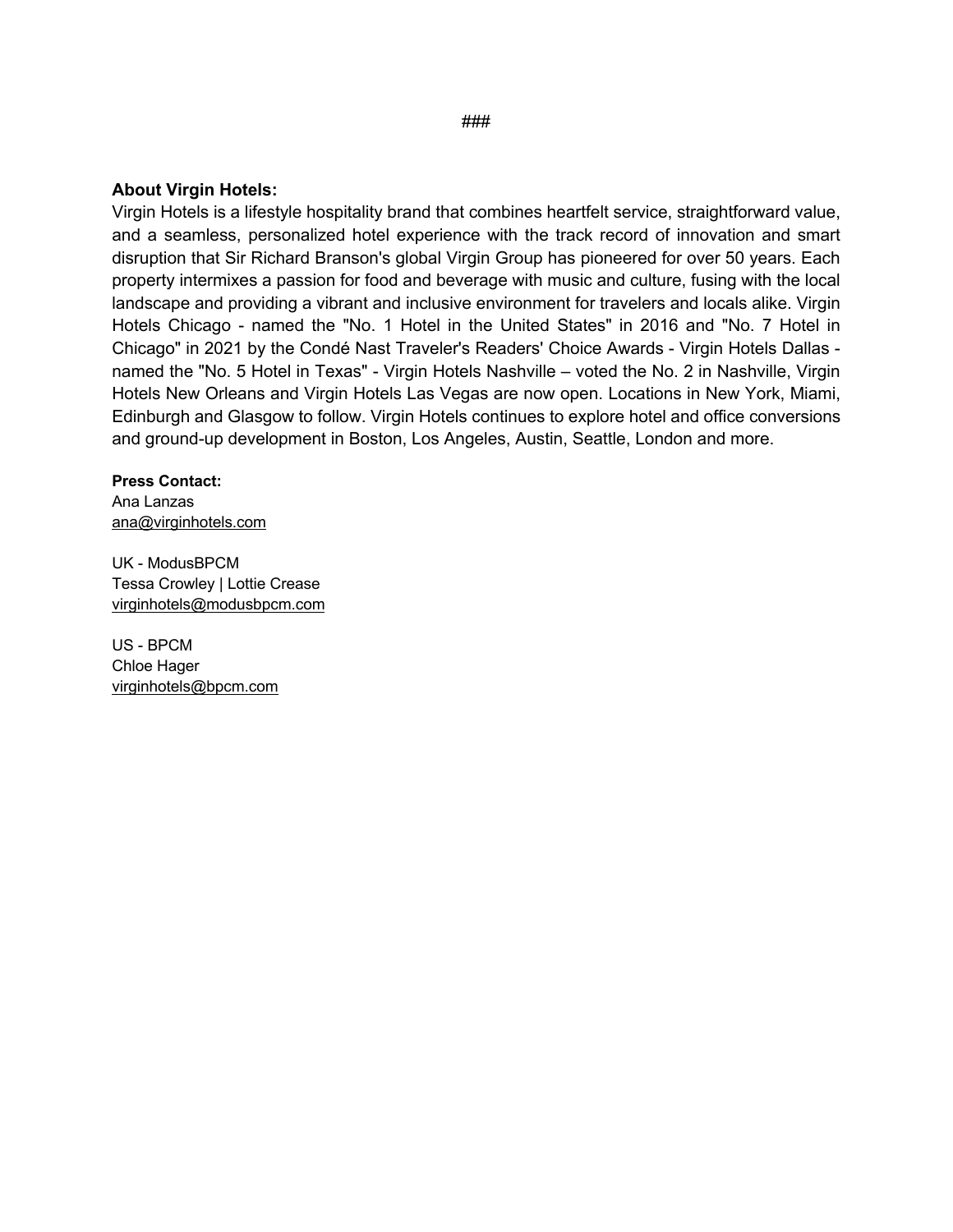###

**About Virgin Hotels:**
Virgin Hotels is a lifestyle hospitality brand that combines heartfelt service, straightforward value, and a seamless, personalized hotel experience with the track record of innovation and smart disruption that Sir Richard Branson's global Virgin Group has pioneered for over 50 years. Each property intermixes a passion for food and beverage with music and culture, fusing with the local landscape and providing a vibrant and inclusive environment for travelers and locals alike. Virgin Hotels Chicago - named the "No. 1 Hotel in the United States" in 2016 and "No. 7 Hotel in Chicago" in 2021 by the Condé Nast Traveler's Readers' Choice Awards - Virgin Hotels Dallas - named the "No. 5 Hotel in Texas" - Virgin Hotels Nashville – voted the No. 2 in Nashville, Virgin Hotels New Orleans and Virgin Hotels Las Vegas are now open. Locations in New York, Miami, Edinburgh and Glasgow to follow. Virgin Hotels continues to explore hotel and office conversions and ground-up development in Boston, Los Angeles, Austin, Seattle, London and more.

**Press Contact:**
Ana Lanzas
ana@virginhotels.com

UK - ModusBPCM
Tessa Crowley | Lottie Crease
virginhotels@modusbpcm.com

US - BPCM
Chloe Hager
virginhotels@bpcm.com